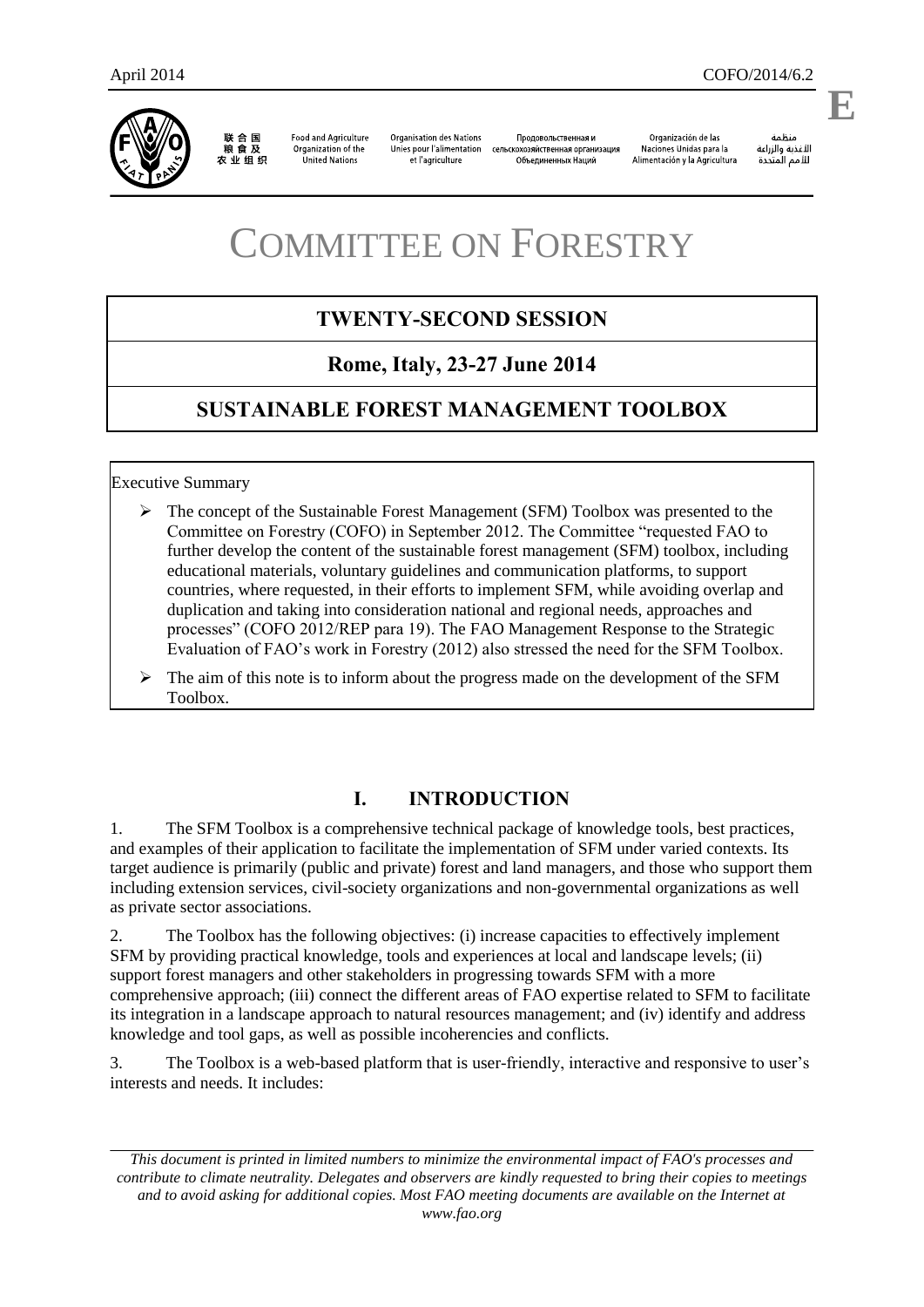# COMMITTEE ON FORESTRY

## TWENTY-SECOND SESSION

## Rome, Italy, 23-27 June 2014

## SUSTAINABLE FOREST MANAGEMENT TOOLBOX

Executive Summary

- The concept of the Sustainable Forest Management (SFM) Toolbox was presented to the Committee on Forestry (COFO) in September 2012. The Committee "requested FAO to further develop the content of the sustainable forest management (SFM) toolbox, including educational materials, voluntary guidelines and communication platforms, to support countries, where requested, in their efforts to implement SFM, while avoiding overlap and duplication and taking into consideration national and regional needs, approaches and processes" (COFO 2012/REP para 19). The FAO Management Response to the Strategic Evaluation of FAO's work in Forestry (2012) also stressed the need for the SFM Toolbox.
- The aim of this note is to inform about the progress made on the development of the SFM Toolbox.

## I. INTRODUCTION

1. The SFM Toolbox is a comprehensive technical package of knowledge tools, best practices, and examples of their application to facilitate the implementation of SFM under varied contexts. Its target audience is primarily (public and private) forest and land managers, and those who support them including extension services, civil-society organizations and non-governmental organizations as well as private sector associations.

2. The Toolbox has the following objectives: (i) increase capacities to effectively implement SFM by providing practical knowledge, tools and experiences at local and landscape levels; (ii) support forest managers and other stakeholders in progressing towards SFM with a more comprehensive approach; (iii) connect the different areas of FAO expertise related to SFM to facilitate its integration in a landscape approach to natural resources management; and (iv) identify and address knowledge and tool gaps, as well as possible incoherencies and conflicts.

3. The Toolbox is a web-based platform that is user-friendly, interactive and responsive to user's interests and needs. It includes:

*This document is printed in limited numbers to minimize the environmental impact of FAO's processes and contribute to climate neutrality. Delegates and observers are kindly requested to bring their copies to meetings and to avoid asking for additional copies. Most FAO meeting documents are available on the Internet at www.fao.org*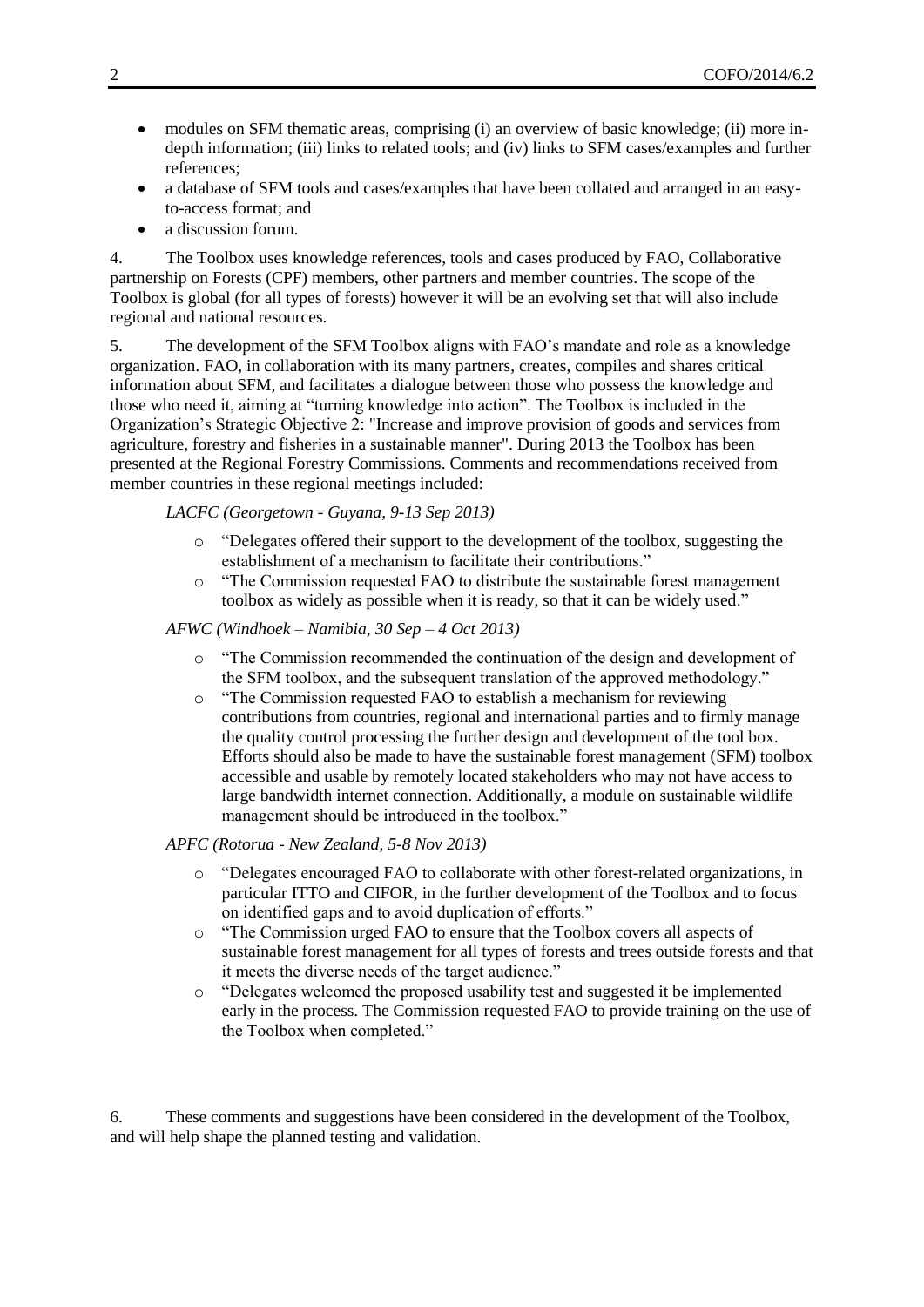- modules on SFM thematic areas, comprising (i) an overview of basic knowledge; (ii) more in-depth information; (iii) links to related tools; and (iv) links to SFM cases/examples and further references;
- a database of SFM tools and cases/examples that have been collated and arranged in an easy-to-access format; and
- a discussion forum.

4. The Toolbox uses knowledge references, tools and cases produced by FAO, Collaborative partnership on Forests (CPF) members, other partners and member countries. The scope of the Toolbox is global (for all types of forests) however it will be an evolving set that will also include regional and national resources.

5. The development of the SFM Toolbox aligns with FAO's mandate and role as a knowledge organization. FAO, in collaboration with its many partners, creates, compiles and shares critical information about SFM, and facilitates a dialogue between those who possess the knowledge and those who need it, aiming at "turning knowledge into action". The Toolbox is included in the Organization's Strategic Objective 2: "Increase and improve provision of goods and services from agriculture, forestry and fisheries in a sustainable manner". During 2013 the Toolbox has been presented at the Regional Forestry Commissions. Comments and recommendations received from member countries in these regional meetings included:

*LACFC (Georgetown - Guyana, 9-13 Sep 2013)*

- "Delegates offered their support to the development of the toolbox, suggesting the establishment of a mechanism to facilitate their contributions."
- "The Commission requested FAO to distribute the sustainable forest management toolbox as widely as possible when it is ready, so that it can be widely used."

*AFWC (Windhoek – Namibia, 30 Sep – 4 Oct 2013)*

- "The Commission recommended the continuation of the design and development of the SFM toolbox, and the subsequent translation of the approved methodology."
- "The Commission requested FAO to establish a mechanism for reviewing contributions from countries, regional and international parties and to firmly manage the quality control processing the further design and development of the tool box. Efforts should also be made to have the sustainable forest management (SFM) toolbox accessible and usable by remotely located stakeholders who may not have access to large bandwidth internet connection. Additionally, a module on sustainable wildlife management should be introduced in the toolbox."

*APFC (Rotorua - New Zealand, 5-8 Nov 2013)*

- "Delegates encouraged FAO to collaborate with other forest-related organizations, in particular ITTO and CIFOR, in the further development of the Toolbox and to focus on identified gaps and to avoid duplication of efforts."
- "The Commission urged FAO to ensure that the Toolbox covers all aspects of sustainable forest management for all types of forests and trees outside forests and that it meets the diverse needs of the target audience."
- "Delegates welcomed the proposed usability test and suggested it be implemented early in the process. The Commission requested FAO to provide training on the use of the Toolbox when completed."

6. These comments and suggestions have been considered in the development of the Toolbox, and will help shape the planned testing and validation.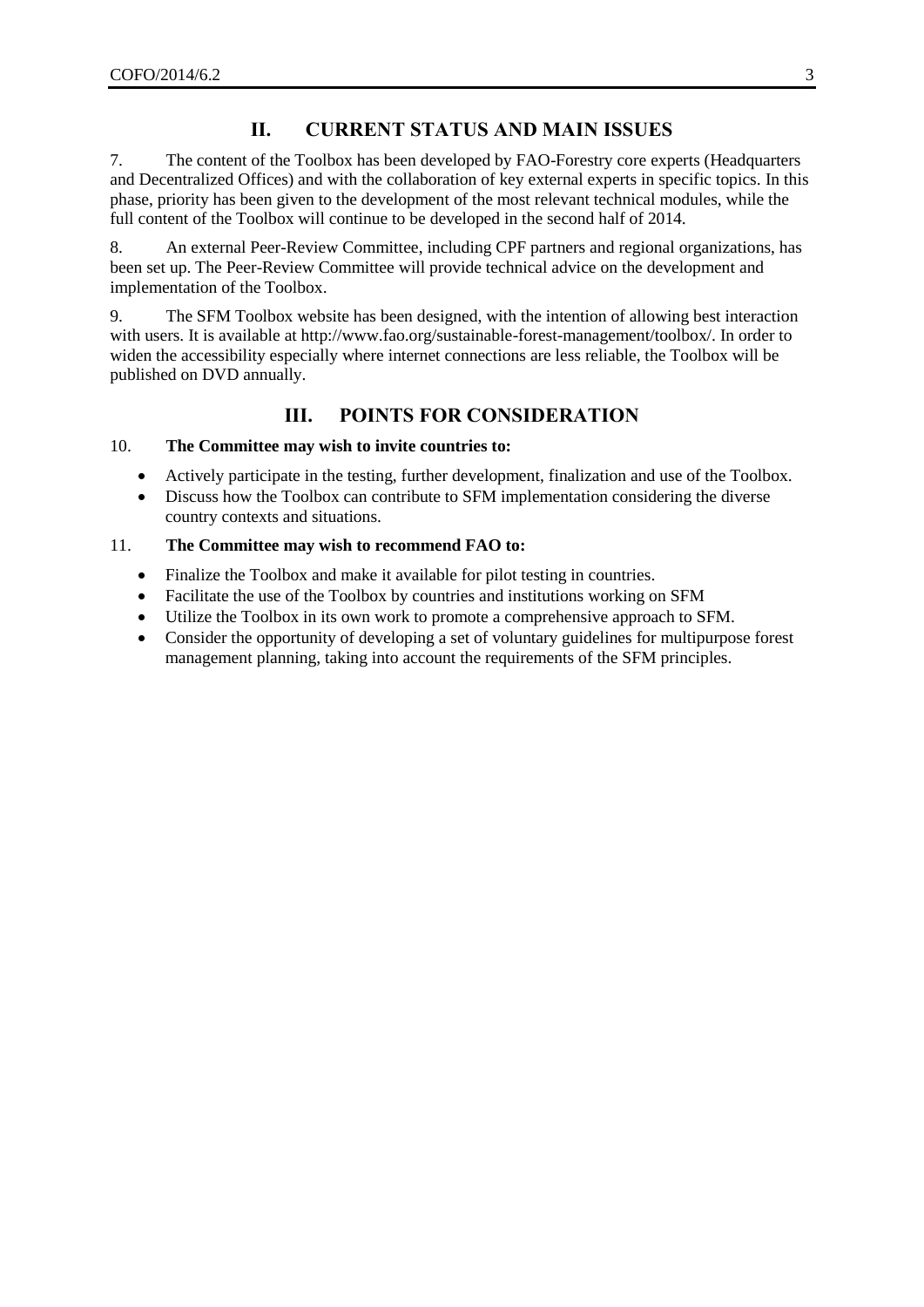## II. CURRENT STATUS AND MAIN ISSUES

7. The content of the Toolbox has been developed by FAO-Forestry core experts (Headquarters and Decentralized Offices) and with the collaboration of key external experts in specific topics. In this phase, priority has been given to the development of the most relevant technical modules, while the full content of the Toolbox will continue to be developed in the second half of 2014.

8. An external Peer-Review Committee, including CPF partners and regional organizations, has been set up. The Peer-Review Committee will provide technical advice on the development and implementation of the Toolbox.

9. The SFM Toolbox website has been designed, with the intention of allowing best interaction with users. It is available at http://www.fao.org/sustainable-forest-management/toolbox/. In order to widen the accessibility especially where internet connections are less reliable, the Toolbox will be published on DVD annually.

## III. POINTS FOR CONSIDERATION

10. **The Committee may wish to invite countries to:**

- Actively participate in the testing, further development, finalization and use of the Toolbox.
- Discuss how the Toolbox can contribute to SFM implementation considering the diverse country contexts and situations.

11. **The Committee may wish to recommend FAO to:**

- Finalize the Toolbox and make it available for pilot testing in countries.
- Facilitate the use of the Toolbox by countries and institutions working on SFM
- Utilize the Toolbox in its own work to promote a comprehensive approach to SFM.
- Consider the opportunity of developing a set of voluntary guidelines for multipurpose forest management planning, taking into account the requirements of the SFM principles.